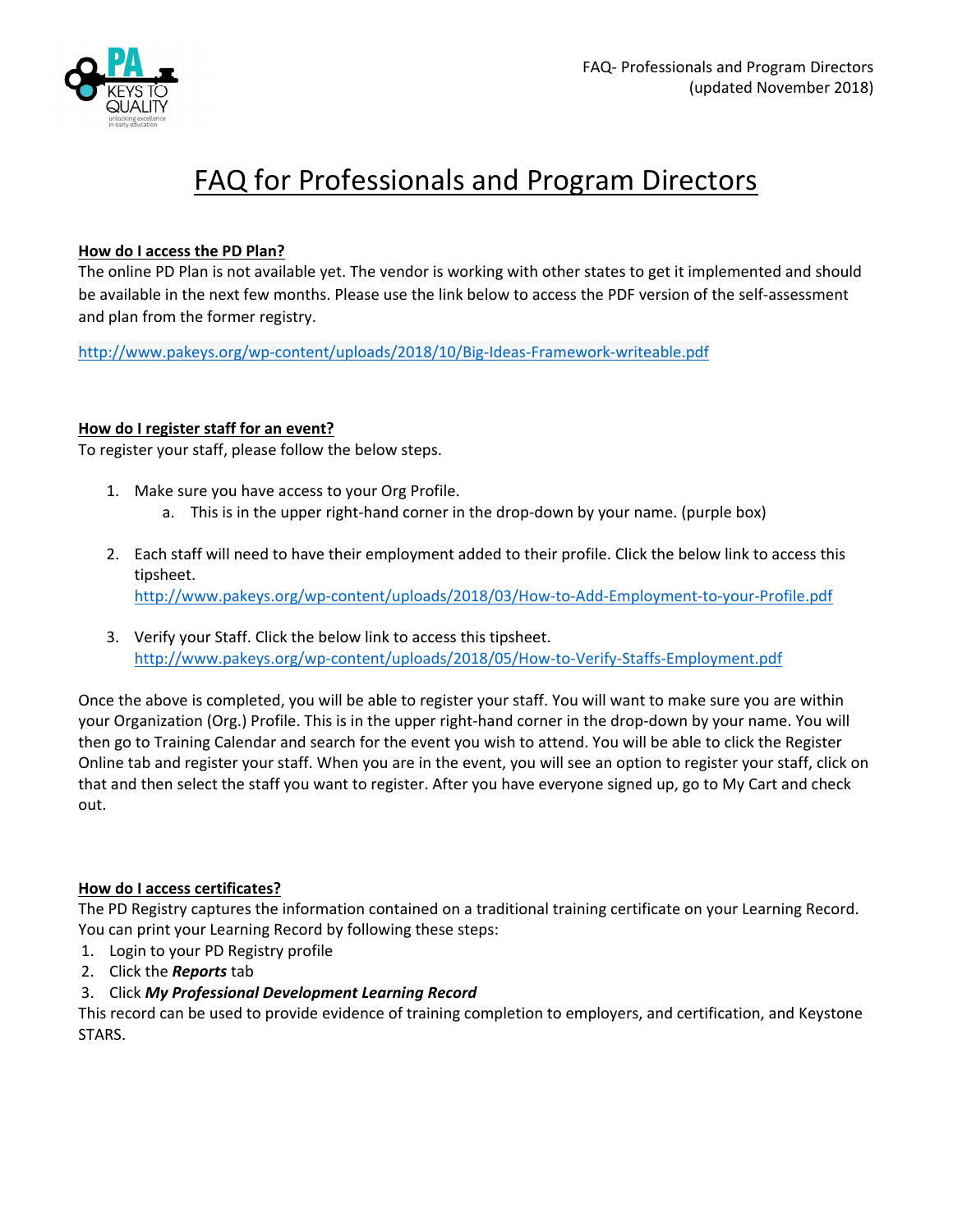# FAQ for Professionals and Program Directors

**How do I access the PD Plan?**

The online PD Plan is not available yet. The vendor is working with other states to get it implemented and should be available in the next few months. Please use the link below to access the PDF version of the self-assessment and plan from the former registry.

http://www.pakeys.org/wp-content/uploads/2018/10/Big-Ideas-Framework-writeable.pdf

**How do I register staff for an event?**

To register your staff, please follow the below steps.

1. Make sure you have access to your Org Profile.
   a. This is in the upper right-hand corner in the drop-down by your name. (purple box)

2. Each staff will need to have their employment added to their profile. Click the below link to access this tipsheet.
   http://www.pakeys.org/wp-content/uploads/2018/03/How-to-Add-Employment-to-your-Profile.pdf

3. Verify your Staff. Click the below link to access this tipsheet.
   http://www.pakeys.org/wp-content/uploads/2018/05/How-to-Verify-Staffs-Employment.pdf

Once the above is completed, you will be able to register your staff. You will want to make sure you are within your Organization (Org.) Profile. This is in the upper right-hand corner in the drop-down by your name. You will then go to Training Calendar and search for the event you wish to attend. You will be able to click the Register Online tab and register your staff. When you are in the event, you will see an option to register your staff, click on that and then select the staff you want to register. After you have everyone signed up, go to My Cart and check out.

**How do I access certificates?**

The PD Registry captures the information contained on a traditional training certificate on your Learning Record. You can print your Learning Record by following these steps:

1. Login to your PD Registry profile
2. Click the ***Reports*** tab
3. Click ***My Professional Development Learning Record***

This record can be used to provide evidence of training completion to employers, and certification, and Keystone STARS.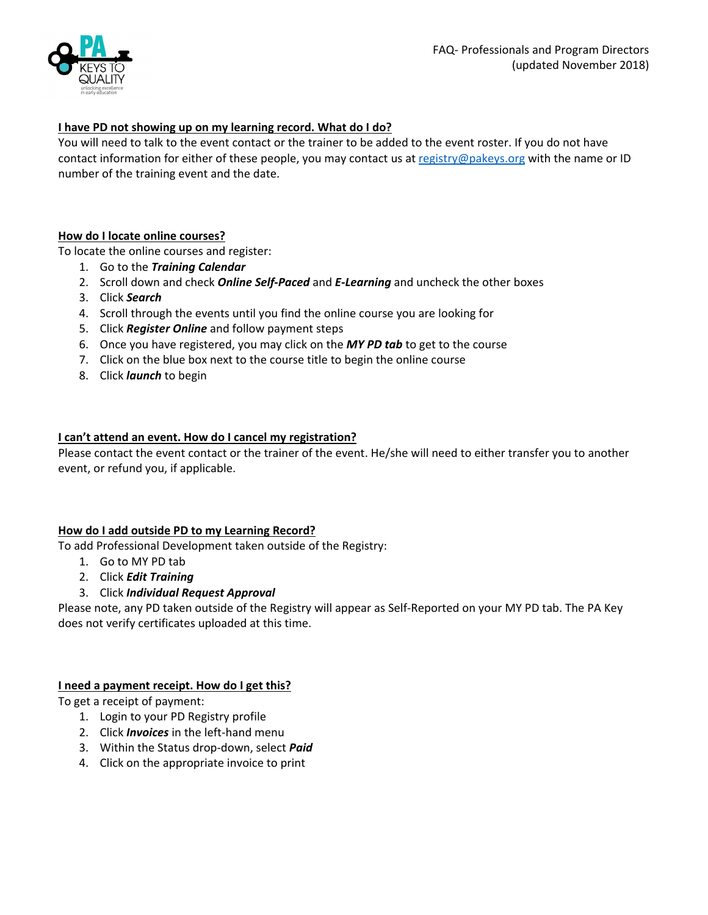### I have PD not showing up on my learning record. What do I do?

You will need to talk to the event contact or the trainer to be added to the event roster. If you do not have contact information for either of these people, you may contact us at registry@pakeys.org with the name or ID number of the training event and the date.

### How do I locate online courses?

To locate the online courses and register:

1. Go to the ***Training Calendar***
2. Scroll down and check ***Online Self-Paced*** and ***E-Learning*** and uncheck the other boxes
3. Click ***Search***
4. Scroll through the events until you find the online course you are looking for
5. Click ***Register Online*** and follow payment steps
6. Once you have registered, you may click on the ***MY PD tab*** to get to the course
7. Click on the blue box next to the course title to begin the online course
8. Click ***launch*** to begin

### I can't attend an event. How do I cancel my registration?

Please contact the event contact or the trainer of the event. He/she will need to either transfer you to another event, or refund you, if applicable.

### How do I add outside PD to my Learning Record?

To add Professional Development taken outside of the Registry:

1. Go to MY PD tab
2. Click ***Edit Training***
3. Click ***Individual Request Approval***

Please note, any PD taken outside of the Registry will appear as Self-Reported on your MY PD tab. The PA Key does not verify certificates uploaded at this time.

### I need a payment receipt. How do I get this?

To get a receipt of payment:

1. Login to your PD Registry profile
2. Click ***Invoices*** in the left-hand menu
3. Within the Status drop-down, select ***Paid***
4. Click on the appropriate invoice to print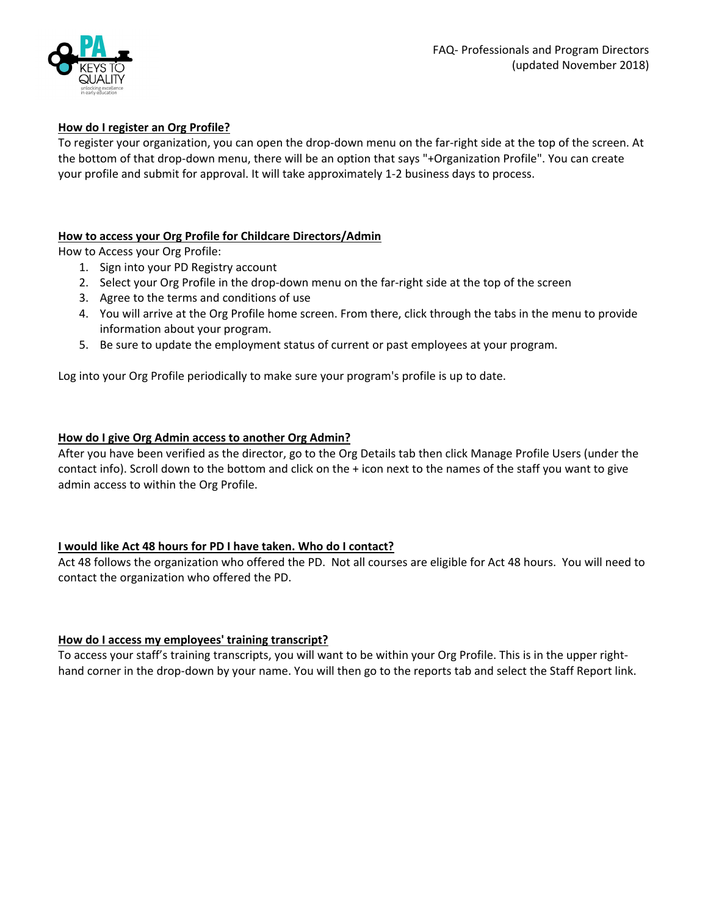**How do I register an Org Profile?**

To register your organization, you can open the drop-down menu on the far-right side at the top of the screen. At the bottom of that drop-down menu, there will be an option that says "+Organization Profile". You can create your profile and submit for approval. It will take approximately 1-2 business days to process.

**How to access your Org Profile for Childcare Directors/Admin**

How to Access your Org Profile:

1. Sign into your PD Registry account
2. Select your Org Profile in the drop-down menu on the far-right side at the top of the screen
3. Agree to the terms and conditions of use
4. You will arrive at the Org Profile home screen. From there, click through the tabs in the menu to provide information about your program.
5. Be sure to update the employment status of current or past employees at your program.

Log into your Org Profile periodically to make sure your program's profile is up to date.

**How do I give Org Admin access to another Org Admin?**

After you have been verified as the director, go to the Org Details tab then click Manage Profile Users (under the contact info). Scroll down to the bottom and click on the + icon next to the names of the staff you want to give admin access to within the Org Profile.

**I would like Act 48 hours for PD I have taken. Who do I contact?**

Act 48 follows the organization who offered the PD. Not all courses are eligible for Act 48 hours. You will need to contact the organization who offered the PD.

**How do I access my employees' training transcript?**

To access your staff's training transcripts, you will want to be within your Org Profile. This is in the upper right-hand corner in the drop-down by your name. You will then go to the reports tab and select the Staff Report link.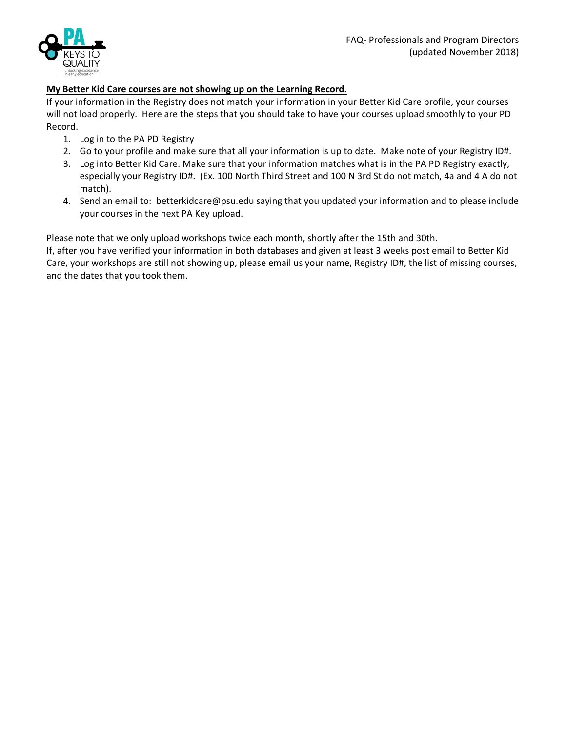**My Better Kid Care courses are not showing up on the Learning Record.**

If your information in the Registry does not match your information in your Better Kid Care profile, your courses will not load properly. Here are the steps that you should take to have your courses upload smoothly to your PD Record.

1. Log in to the PA PD Registry
2. Go to your profile and make sure that all your information is up to date. Make note of your Registry ID#.
3. Log into Better Kid Care. Make sure that your information matches what is in the PA PD Registry exactly, especially your Registry ID#. (Ex. 100 North Third Street and 100 N 3rd St do not match, 4a and 4 A do not match).
4. Send an email to: betterkidcare@psu.edu saying that you updated your information and to please include your courses in the next PA Key upload.

Please note that we only upload workshops twice each month, shortly after the 15th and 30th.
If, after you have verified your information in both databases and given at least 3 weeks post email to Better Kid Care, your workshops are still not showing up, please email us your name, Registry ID#, the list of missing courses, and the dates that you took them.